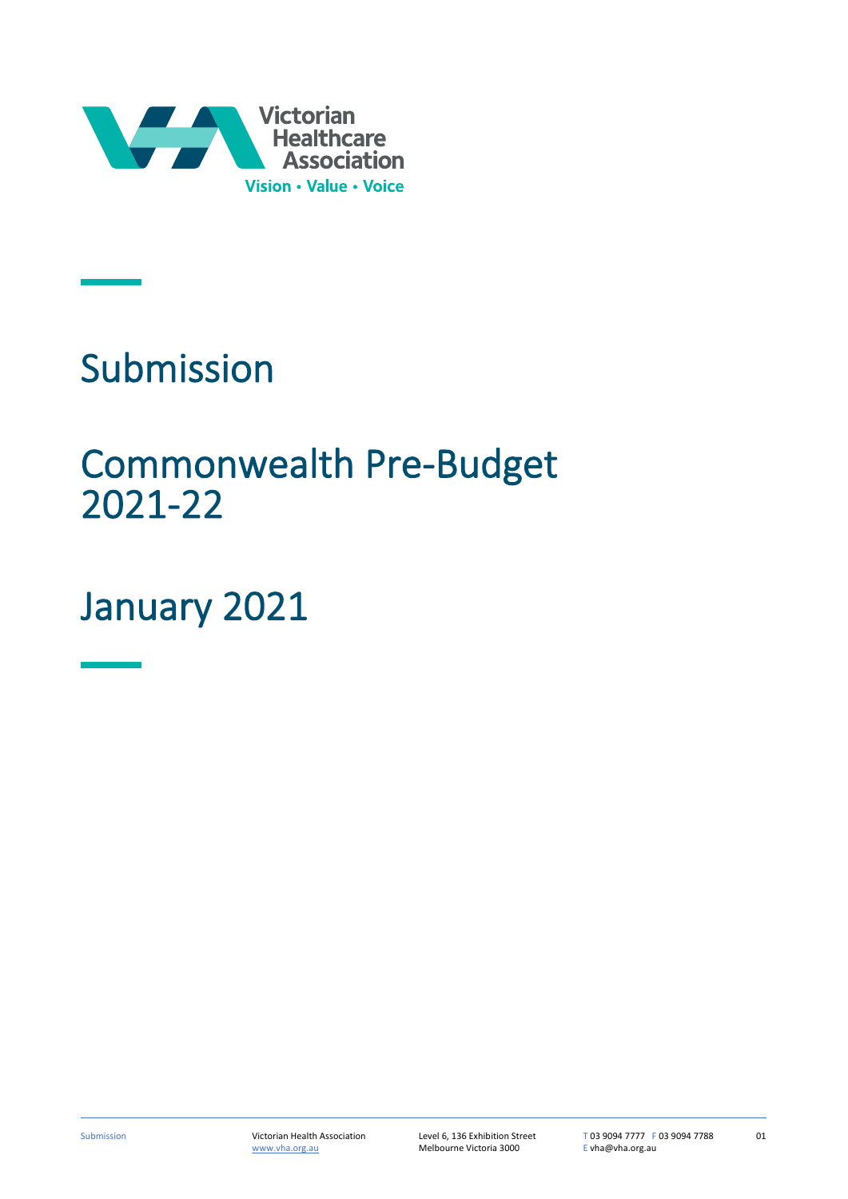Victorian Healthcare Association

Vision • Value • Voice

# Submission

# Commonwealth Pre-Budget 2021-22

# January 2021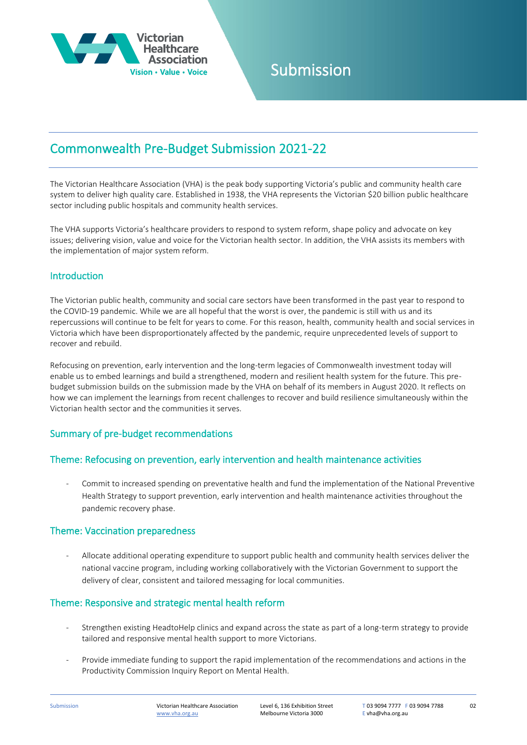# Submission

## Commonwealth Pre-Budget Submission 2021-22

The Victorian Healthcare Association (VHA) is the peak body supporting Victoria's public and community health care system to deliver high quality care. Established in 1938, the VHA represents the Victorian $20 billion public healthcare sector including public hospitals and community health services.

The VHA supports Victoria's healthcare providers to respond to system reform, shape policy and advocate on key issues; delivering vision, value and voice for the Victorian health sector. In addition, the VHA assists its members with the implementation of major system reform.

### Introduction

The Victorian public health, community and social care sectors have been transformed in the past year to respond to the COVID-19 pandemic. While we are all hopeful that the worst is over, the pandemic is still with us and its repercussions will continue to be felt for years to come. For this reason, health, community health and social services in Victoria which have been disproportionately affected by the pandemic, require unprecedented levels of support to recover and rebuild.

Refocusing on prevention, early intervention and the long-term legacies of Commonwealth investment today will enable us to embed learnings and build a strengthened, modern and resilient health system for the future. This pre-budget submission builds on the submission made by the VHA on behalf of its members in August 2020. It reflects on how we can implement the learnings from recent challenges to recover and build resilience simultaneously within the Victorian health sector and the communities it serves.

### Summary of pre-budget recommendations

### Theme: Refocusing on prevention, early intervention and health maintenance activities

- Commit to increased spending on preventative health and fund the implementation of the National Preventive Health Strategy to support prevention, early intervention and health maintenance activities throughout the pandemic recovery phase.

### Theme: Vaccination preparedness

- Allocate additional operating expenditure to support public health and community health services deliver the national vaccine program, including working collaboratively with the Victorian Government to support the delivery of clear, consistent and tailored messaging for local communities.

### Theme: Responsive and strategic mental health reform

- Strengthen existing HeadtoHelp clinics and expand across the state as part of a long-term strategy to provide tailored and responsive mental health support to more Victorians.
- Provide immediate funding to support the rapid implementation of the recommendations and actions in the Productivity Commission Inquiry Report on Mental Health.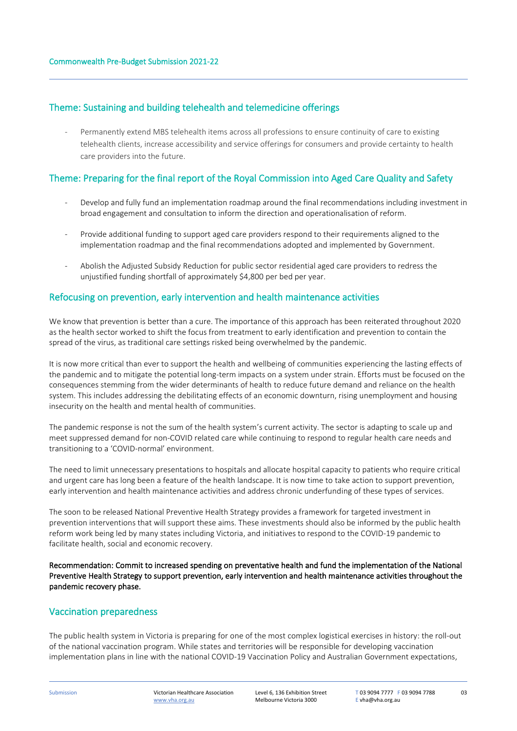## Theme: Sustaining and building telehealth and telemedicine offerings

- Permanently extend MBS telehealth items across all professions to ensure continuity of care to existing telehealth clients, increase accessibility and service offerings for consumers and provide certainty to health care providers into the future.

## Theme: Preparing for the final report of the Royal Commission into Aged Care Quality and Safety

- Develop and fully fund an implementation roadmap around the final recommendations including investment in broad engagement and consultation to inform the direction and operationalisation of reform.
- Provide additional funding to support aged care providers respond to their requirements aligned to the implementation roadmap and the final recommendations adopted and implemented by Government.
- Abolish the Adjusted Subsidy Reduction for public sector residential aged care providers to redress the unjustified funding shortfall of approximately $4,800 per bed per year.

## Refocusing on prevention, early intervention and health maintenance activities

We know that prevention is better than a cure. The importance of this approach has been reiterated throughout 2020 as the health sector worked to shift the focus from treatment to early identification and prevention to contain the spread of the virus, as traditional care settings risked being overwhelmed by the pandemic.

It is now more critical than ever to support the health and wellbeing of communities experiencing the lasting effects of the pandemic and to mitigate the potential long-term impacts on a system under strain. Efforts must be focused on the consequences stemming from the wider determinants of health to reduce future demand and reliance on the health system. This includes addressing the debilitating effects of an economic downturn, rising unemployment and housing insecurity on the health and mental health of communities.

The pandemic response is not the sum of the health system's current activity. The sector is adapting to scale up and meet suppressed demand for non-COVID related care while continuing to respond to regular health care needs and transitioning to a 'COVID-normal' environment.

The need to limit unnecessary presentations to hospitals and allocate hospital capacity to patients who require critical and urgent care has long been a feature of the health landscape. It is now time to take action to support prevention, early intervention and health maintenance activities and address chronic underfunding of these types of services.

The soon to be released National Preventive Health Strategy provides a framework for targeted investment in prevention interventions that will support these aims. These investments should also be informed by the public health reform work being led by many states including Victoria, and initiatives to respond to the COVID-19 pandemic to facilitate health, social and economic recovery.

**Recommendation: Commit to increased spending on preventative health and fund the implementation of the National Preventive Health Strategy to support prevention, early intervention and health maintenance activities throughout the pandemic recovery phase.**

## Vaccination preparedness

The public health system in Victoria is preparing for one of the most complex logistical exercises in history: the roll-out of the national vaccination program. While states and territories will be responsible for developing vaccination implementation plans in line with the national COVID-19 Vaccination Policy and Australian Government expectations,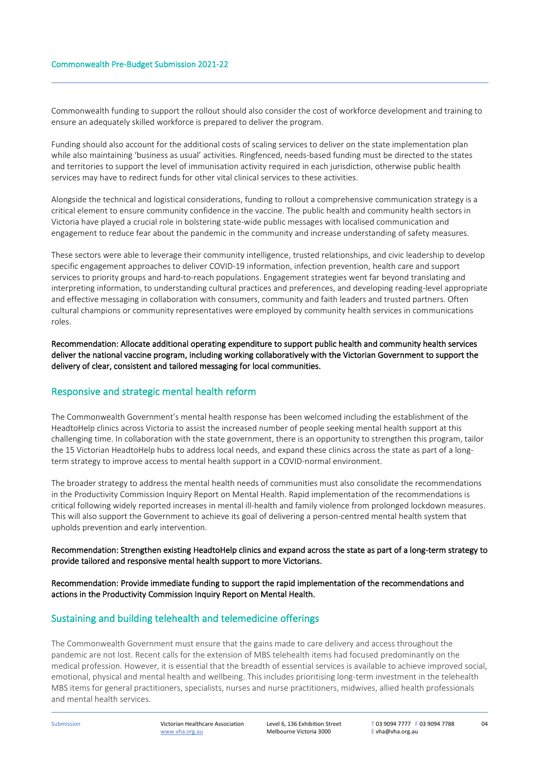Commonwealth funding to support the rollout should also consider the cost of workforce development and training to ensure an adequately skilled workforce is prepared to deliver the program.

Funding should also account for the additional costs of scaling services to deliver on the state implementation plan while also maintaining 'business as usual' activities. Ringfenced, needs-based funding must be directed to the states and territories to support the level of immunisation activity required in each jurisdiction, otherwise public health services may have to redirect funds for other vital clinical services to these activities.

Alongside the technical and logistical considerations, funding to rollout a comprehensive communication strategy is a critical element to ensure community confidence in the vaccine. The public health and community health sectors in Victoria have played a crucial role in bolstering state-wide public messages with localised communication and engagement to reduce fear about the pandemic in the community and increase understanding of safety measures.

These sectors were able to leverage their community intelligence, trusted relationships, and civic leadership to develop specific engagement approaches to deliver COVID-19 information, infection prevention, health care and support services to priority groups and hard-to-reach populations. Engagement strategies went far beyond translating and interpreting information, to understanding cultural practices and preferences, and developing reading-level appropriate and effective messaging in collaboration with consumers, community and faith leaders and trusted partners. Often cultural champions or community representatives were employed by community health services in communications roles.

**Recommendation: Allocate additional operating expenditure to support public health and community health services deliver the national vaccine program, including working collaboratively with the Victorian Government to support the delivery of clear, consistent and tailored messaging for local communities.**

## Responsive and strategic mental health reform

The Commonwealth Government's mental health response has been welcomed including the establishment of the HeadtoHelp clinics across Victoria to assist the increased number of people seeking mental health support at this challenging time. In collaboration with the state government, there is an opportunity to strengthen this program, tailor the 15 Victorian HeadtoHelp hubs to address local needs, and expand these clinics across the state as part of a long-term strategy to improve access to mental health support in a COVID-normal environment.

The broader strategy to address the mental health needs of communities must also consolidate the recommendations in the Productivity Commission Inquiry Report on Mental Health. Rapid implementation of the recommendations is critical following widely reported increases in mental ill-health and family violence from prolonged lockdown measures. This will also support the Government to achieve its goal of delivering a person-centred mental health system that upholds prevention and early intervention.

**Recommendation: Strengthen existing HeadtoHelp clinics and expand across the state as part of a long-term strategy to provide tailored and responsive mental health support to more Victorians.**

**Recommendation: Provide immediate funding to support the rapid implementation of the recommendations and actions in the Productivity Commission Inquiry Report on Mental Health.**

## Sustaining and building telehealth and telemedicine offerings

The Commonwealth Government must ensure that the gains made to care delivery and access throughout the pandemic are not lost. Recent calls for the extension of MBS telehealth items had focused predominantly on the medical profession. However, it is essential that the breadth of essential services is available to achieve improved social, emotional, physical and mental health and wellbeing. This includes prioritising long-term investment in the telehealth MBS items for general practitioners, specialists, nurses and nurse practitioners, midwives, allied health professionals and mental health services.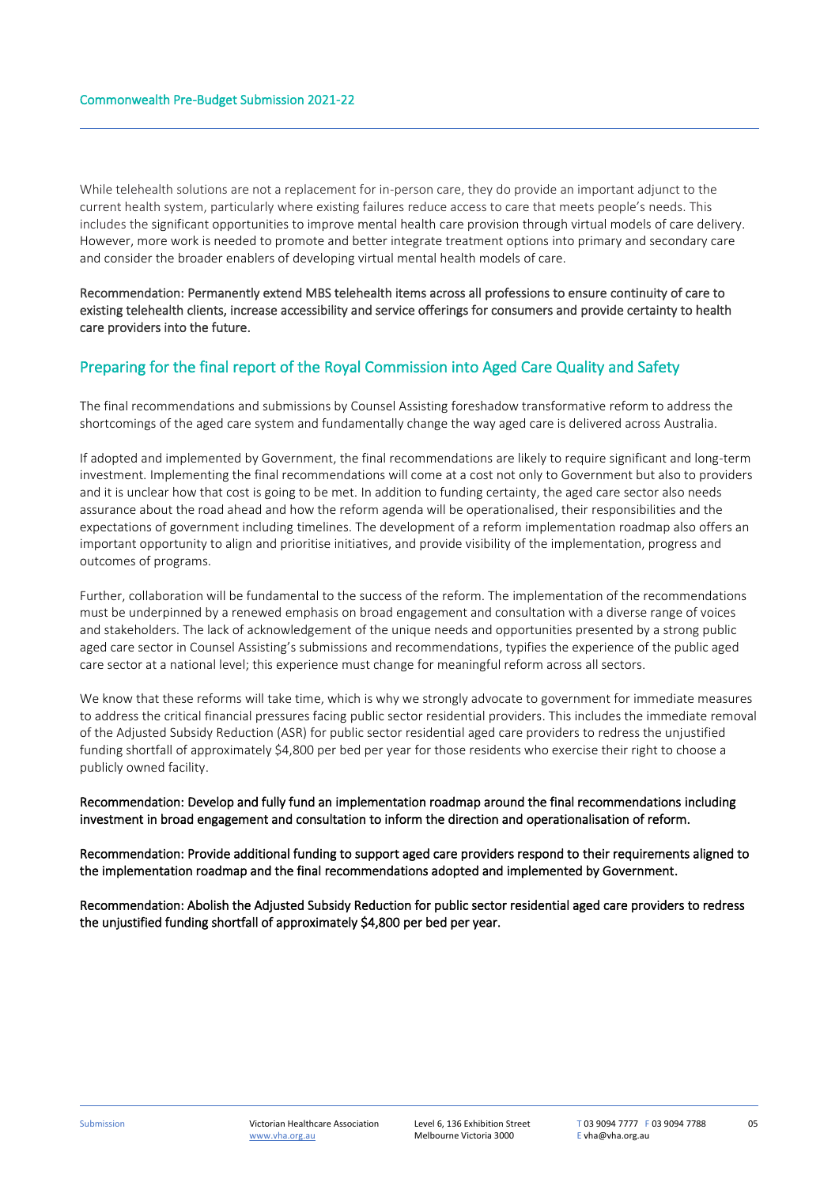While telehealth solutions are not a replacement for in-person care, they do provide an important adjunct to the current health system, particularly where existing failures reduce access to care that meets people's needs. This includes the significant opportunities to improve mental health care provision through virtual models of care delivery. However, more work is needed to promote and better integrate treatment options into primary and secondary care and consider the broader enablers of developing virtual mental health models of care.

**Recommendation: Permanently extend MBS telehealth items across all professions to ensure continuity of care to existing telehealth clients, increase accessibility and service offerings for consumers and provide certainty to health care providers into the future.**

## Preparing for the final report of the Royal Commission into Aged Care Quality and Safety

The final recommendations and submissions by Counsel Assisting foreshadow transformative reform to address the shortcomings of the aged care system and fundamentally change the way aged care is delivered across Australia.

If adopted and implemented by Government, the final recommendations are likely to require significant and long-term investment. Implementing the final recommendations will come at a cost not only to Government but also to providers and it is unclear how that cost is going to be met. In addition to funding certainty, the aged care sector also needs assurance about the road ahead and how the reform agenda will be operationalised, their responsibilities and the expectations of government including timelines. The development of a reform implementation roadmap also offers an important opportunity to align and prioritise initiatives, and provide visibility of the implementation, progress and outcomes of programs.

Further, collaboration will be fundamental to the success of the reform. The implementation of the recommendations must be underpinned by a renewed emphasis on broad engagement and consultation with a diverse range of voices and stakeholders. The lack of acknowledgement of the unique needs and opportunities presented by a strong public aged care sector in Counsel Assisting's submissions and recommendations, typifies the experience of the public aged care sector at a national level; this experience must change for meaningful reform across all sectors.

We know that these reforms will take time, which is why we strongly advocate to government for immediate measures to address the critical financial pressures facing public sector residential providers. This includes the immediate removal of the Adjusted Subsidy Reduction (ASR) for public sector residential aged care providers to redress the unjustified funding shortfall of approximately $4,800 per bed per year for those residents who exercise their right to choose a publicly owned facility.

**Recommendation: Develop and fully fund an implementation roadmap around the final recommendations including investment in broad engagement and consultation to inform the direction and operationalisation of reform.**

**Recommendation: Provide additional funding to support aged care providers respond to their requirements aligned to the implementation roadmap and the final recommendations adopted and implemented by Government.**

**Recommendation: Abolish the Adjusted Subsidy Reduction for public sector residential aged care providers to redress the unjustified funding shortfall of approximately $4,800 per bed per year.**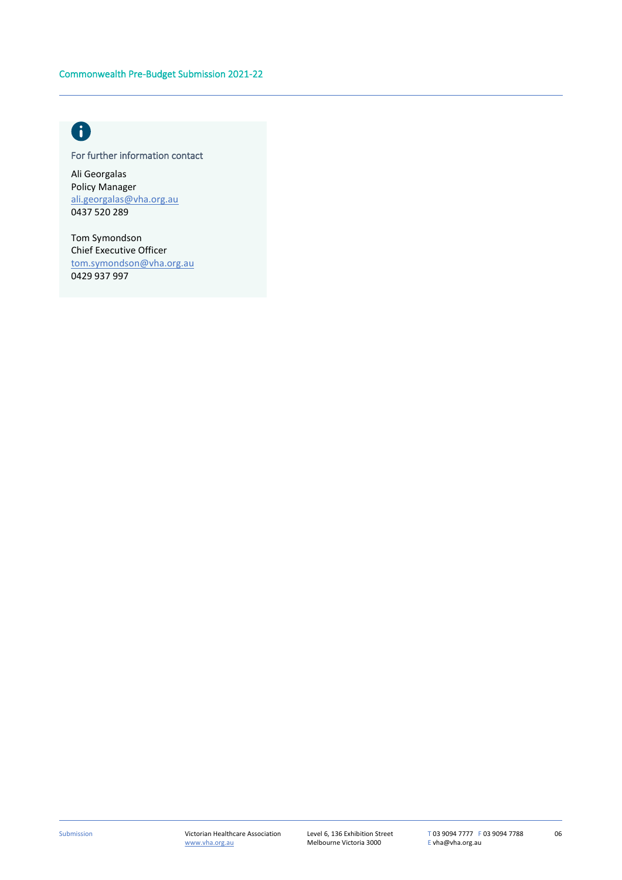For further information contact

Ali Georgalas
Policy Manager
ali.georgalas@vha.org.au
0437 520 289

Tom Symondson
Chief Executive Officer
tom.symondson@vha.org.au
0429 937 997